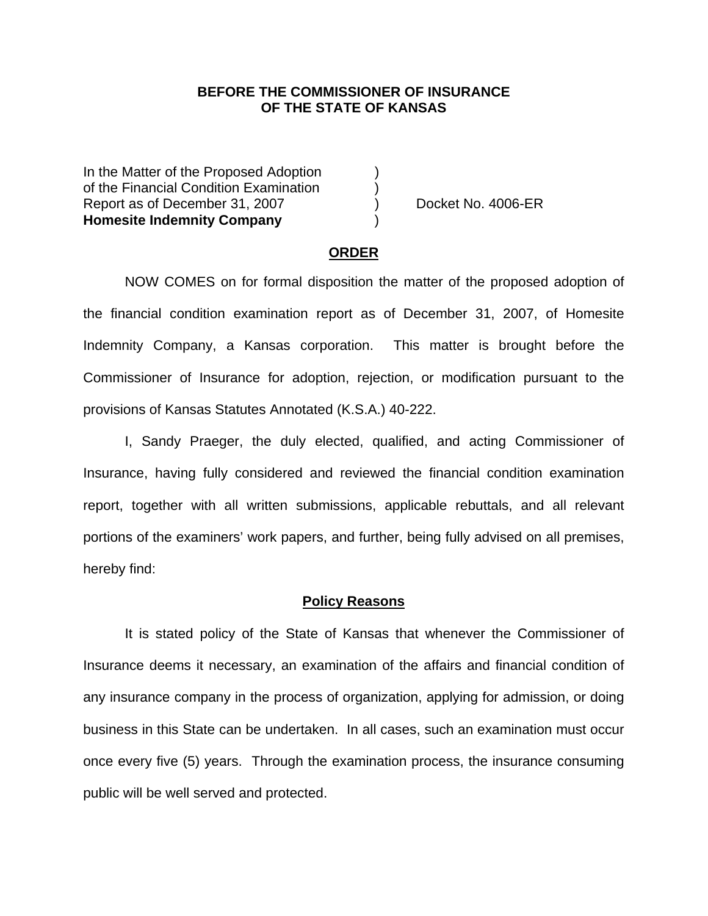**BEFORE THE COMMISSIONER OF INSURANCE**
**OF THE STATE OF KANSAS**

In the Matter of the Proposed Adoption )
of the Financial Condition Examination )
Report as of December 31, 2007 ) Docket No. 4006-ER
**Homesite Indemnity Company** )

## ORDER

NOW COMES on for formal disposition the matter of the proposed adoption of the financial condition examination report as of December 31, 2007, of Homesite Indemnity Company, a Kansas corporation. This matter is brought before the Commissioner of Insurance for adoption, rejection, or modification pursuant to the provisions of Kansas Statutes Annotated (K.S.A.) 40-222.

I, Sandy Praeger, the duly elected, qualified, and acting Commissioner of Insurance, having fully considered and reviewed the financial condition examination report, together with all written submissions, applicable rebuttals, and all relevant portions of the examiners' work papers, and further, being fully advised on all premises, hereby find:

### Policy Reasons

It is stated policy of the State of Kansas that whenever the Commissioner of Insurance deems it necessary, an examination of the affairs and financial condition of any insurance company in the process of organization, applying for admission, or doing business in this State can be undertaken. In all cases, such an examination must occur once every five (5) years. Through the examination process, the insurance consuming public will be well served and protected.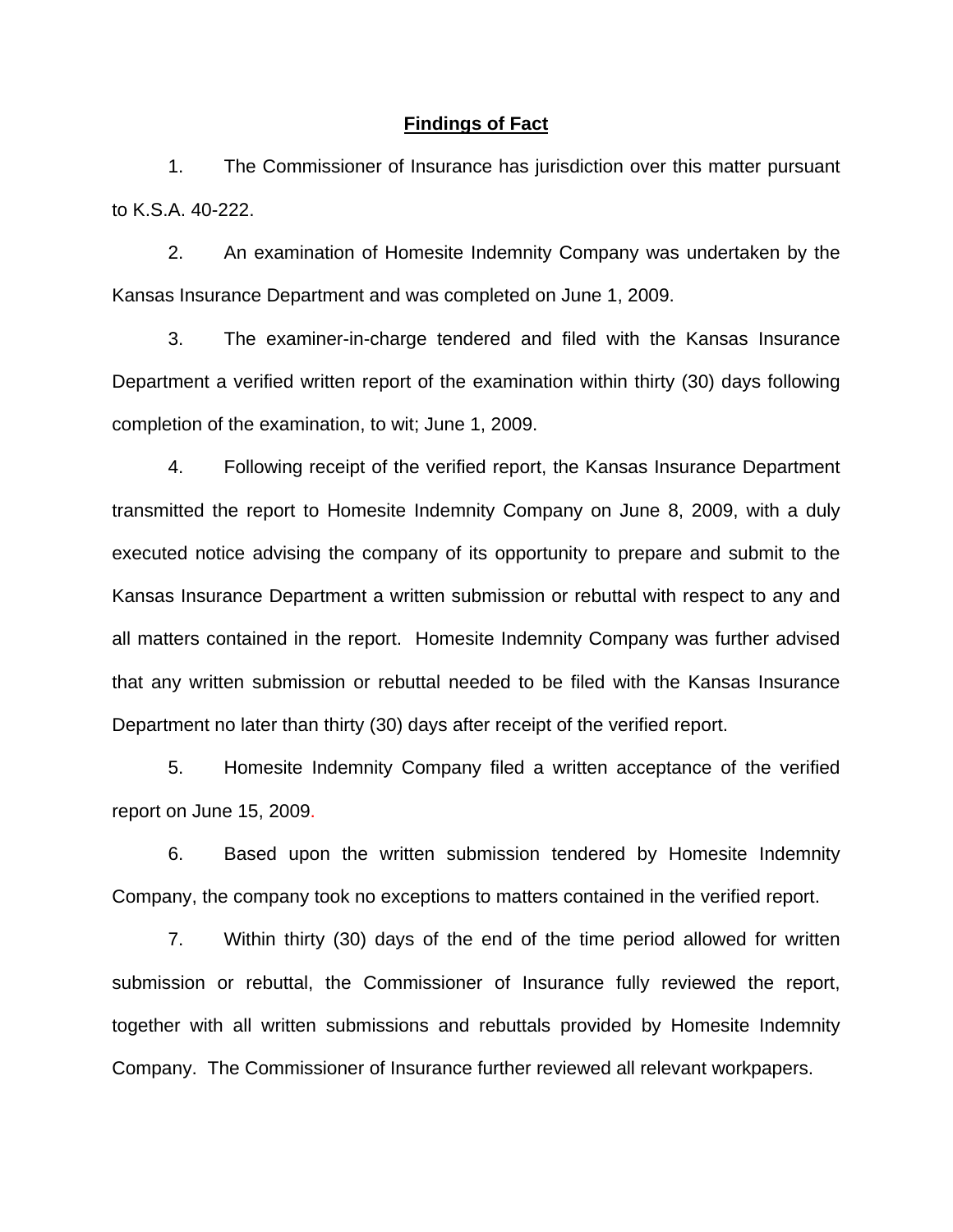## **Findings of Fact**

1. The Commissioner of Insurance has jurisdiction over this matter pursuant to K.S.A. 40-222.

2. An examination of Homesite Indemnity Company was undertaken by the Kansas Insurance Department and was completed on June 1, 2009.

3. The examiner-in-charge tendered and filed with the Kansas Insurance Department a verified written report of the examination within thirty (30) days following completion of the examination, to wit; June 1, 2009.

4. Following receipt of the verified report, the Kansas Insurance Department transmitted the report to Homesite Indemnity Company on June 8, 2009, with a duly executed notice advising the company of its opportunity to prepare and submit to the Kansas Insurance Department a written submission or rebuttal with respect to any and all matters contained in the report. Homesite Indemnity Company was further advised that any written submission or rebuttal needed to be filed with the Kansas Insurance Department no later than thirty (30) days after receipt of the verified report.

5. Homesite Indemnity Company filed a written acceptance of the verified report on June 15, 2009.

6. Based upon the written submission tendered by Homesite Indemnity Company, the company took no exceptions to matters contained in the verified report.

7. Within thirty (30) days of the end of the time period allowed for written submission or rebuttal, the Commissioner of Insurance fully reviewed the report, together with all written submissions and rebuttals provided by Homesite Indemnity Company. The Commissioner of Insurance further reviewed all relevant workpapers.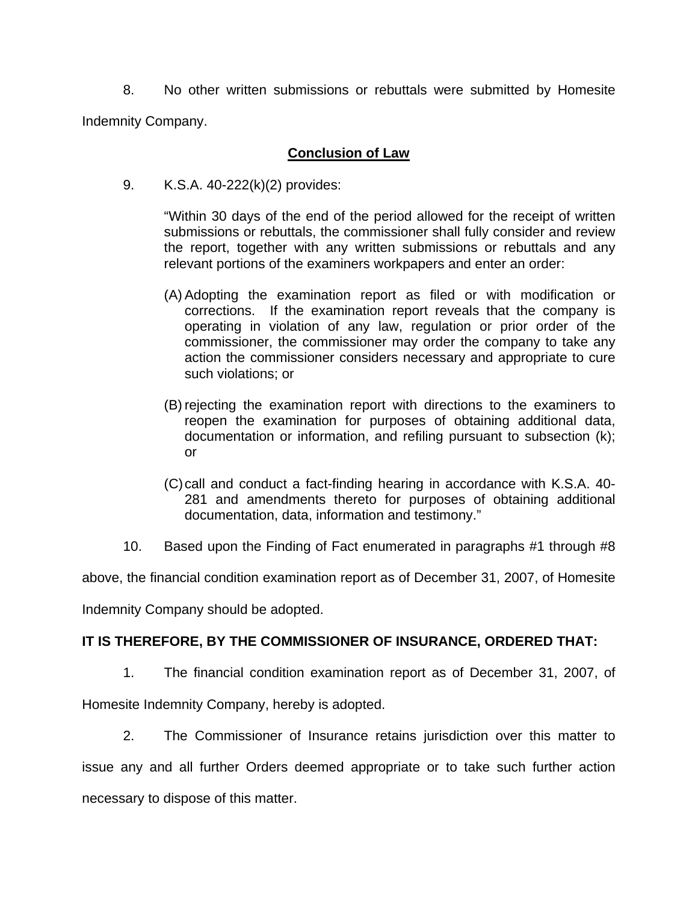8. No other written submissions or rebuttals were submitted by Homesite Indemnity Company.

## Conclusion of Law

9. K.S.A. 40-222(k)(2) provides:

> "Within 30 days of the end of the period allowed for the receipt of written submissions or rebuttals, the commissioner shall fully consider and review the report, together with any written submissions or rebuttals and any relevant portions of the examiners workpapers and enter an order:
>
> (A) Adopting the examination report as filed or with modification or corrections. If the examination report reveals that the company is operating in violation of any law, regulation or prior order of the commissioner, the commissioner may order the company to take any action the commissioner considers necessary and appropriate to cure such violations; or
>
> (B) rejecting the examination report with directions to the examiners to reopen the examination for purposes of obtaining additional data, documentation or information, and refiling pursuant to subsection (k); or
>
> (C) call and conduct a fact-finding hearing in accordance with K.S.A. 40-281 and amendments thereto for purposes of obtaining additional documentation, data, information and testimony."

10. Based upon the Finding of Fact enumerated in paragraphs #1 through #8 above, the financial condition examination report as of December 31, 2007, of Homesite Indemnity Company should be adopted.

**IT IS THEREFORE, BY THE COMMISSIONER OF INSURANCE, ORDERED THAT:**

1. The financial condition examination report as of December 31, 2007, of Homesite Indemnity Company, hereby is adopted.

2. The Commissioner of Insurance retains jurisdiction over this matter to issue any and all further Orders deemed appropriate or to take such further action necessary to dispose of this matter.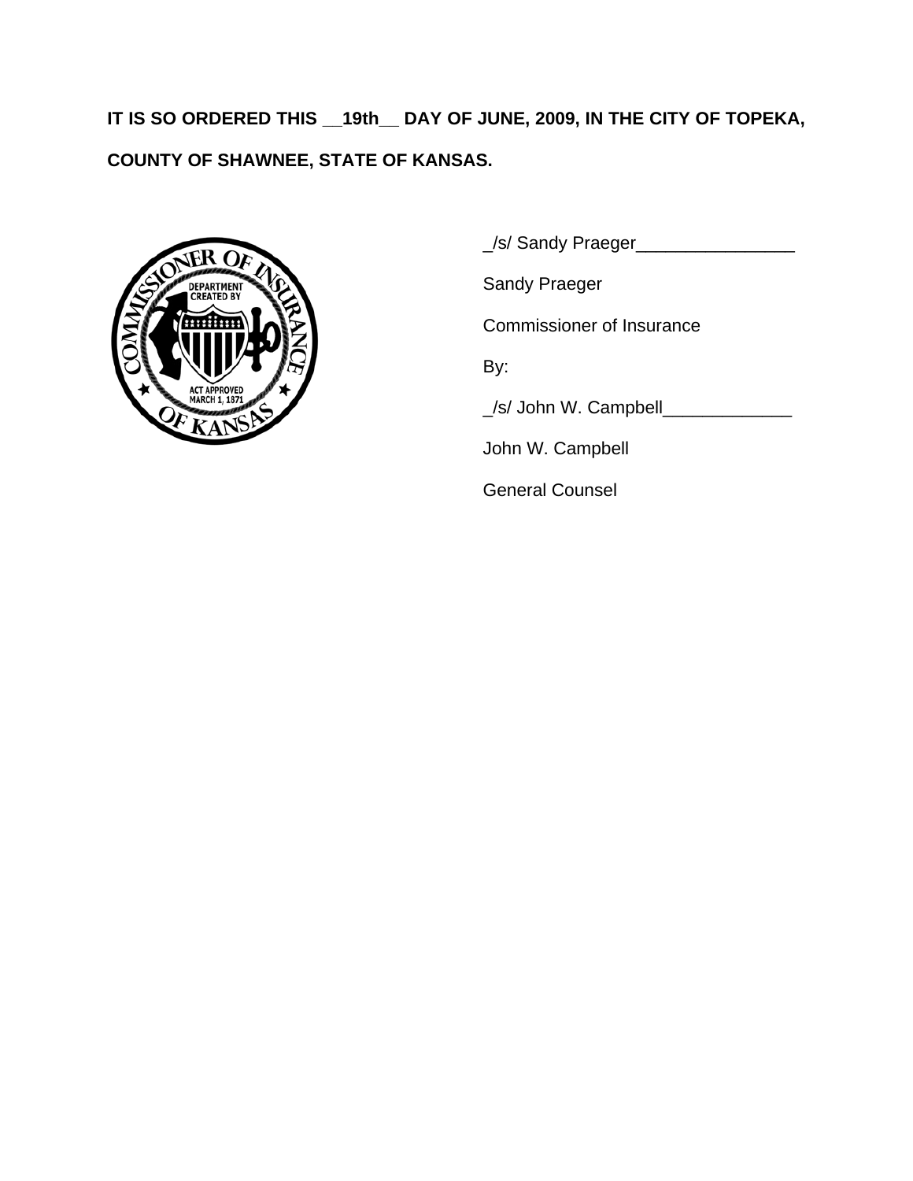**IT IS SO ORDERED THIS __19th__ DAY OF JUNE, 2009, IN THE CITY OF TOPEKA, COUNTY OF SHAWNEE, STATE OF KANSAS.**

_/s/ Sandy Praeger________________

Sandy Praeger

Commissioner of Insurance

By:

_/s/ John W. Campbell_____________

John W. Campbell

General Counsel